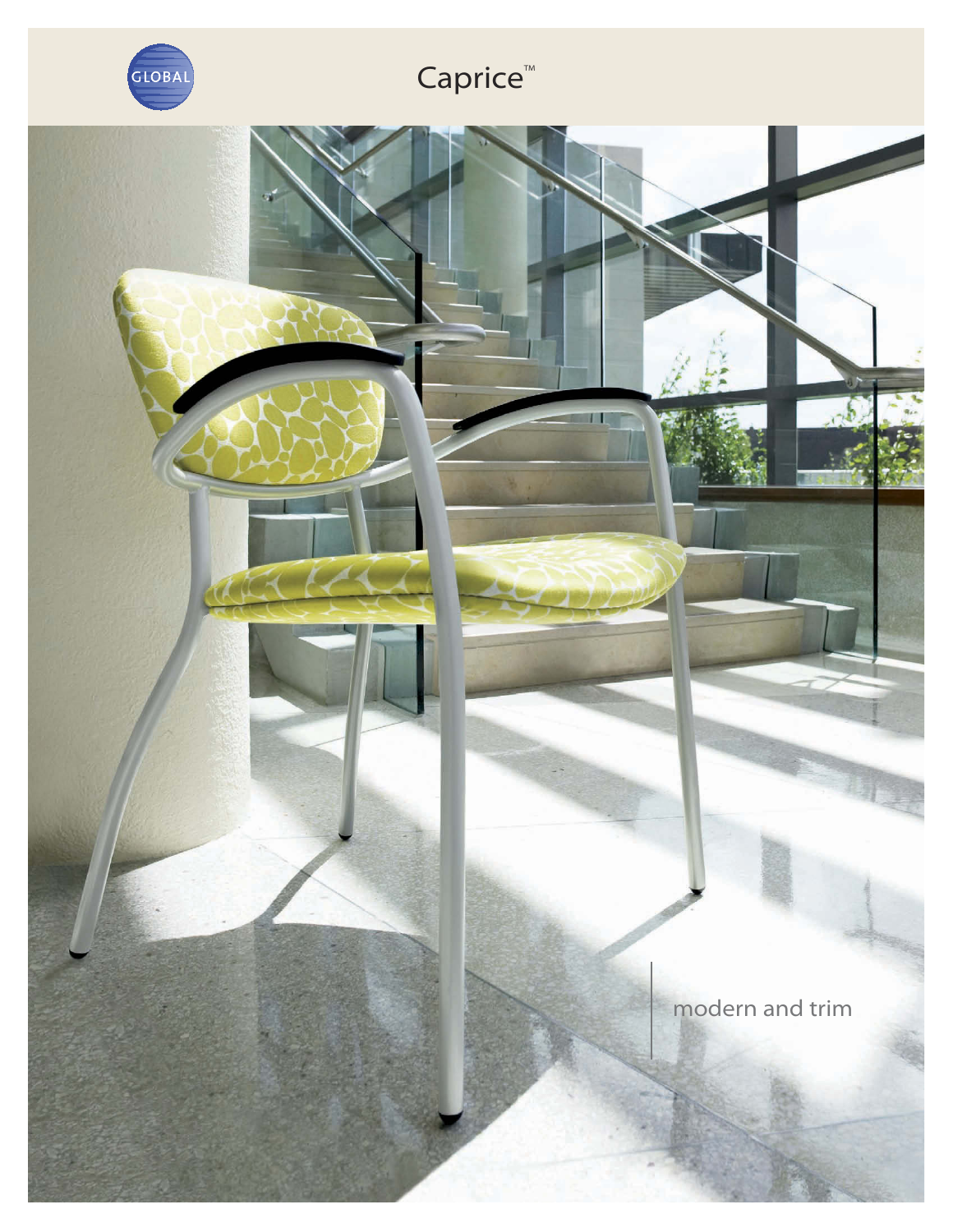GLOBAL

# Caprice™

modern and trim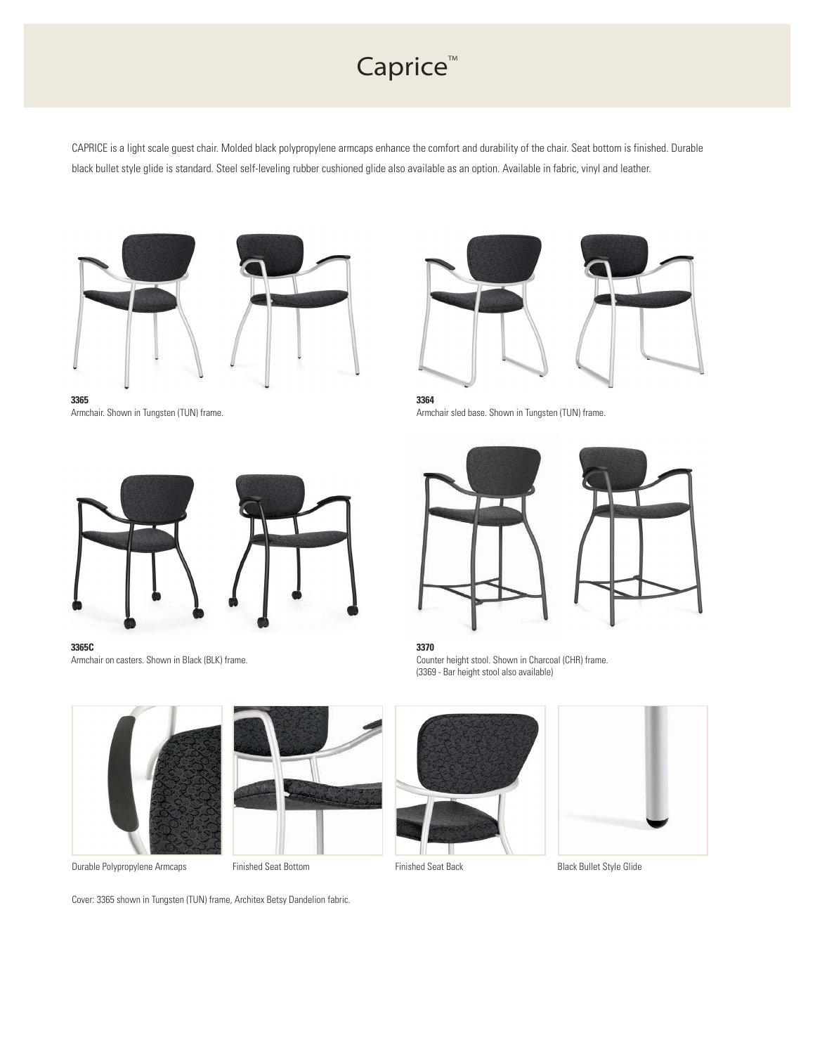# Caprice™

CAPRICE is a light scale guest chair. Molded black polypropylene armcaps enhance the comfort and durability of the chair. Seat bottom is finished. Durable black bullet style glide is standard. Steel self-leveling rubber cushioned glide also available as an option. Available in fabric, vinyl and leather.

**3365**
Armchair. Shown in Tungsten (TUN) frame.

**3364**
Armchair sled base. Shown in Tungsten (TUN) frame.

**3365C**
Armchair on casters. Shown in Black (BLK) frame.

**3370**
Counter height stool. Shown in Charcoal (CHR) frame.
(3369 - Bar height stool also available)

Durable Polypropylene Armcaps

Finished Seat Bottom

Finished Seat Back

Black Bullet Style Glide

Cover: 3365 shown in Tungsten (TUN) frame, Architex Betsy Dandelion fabric.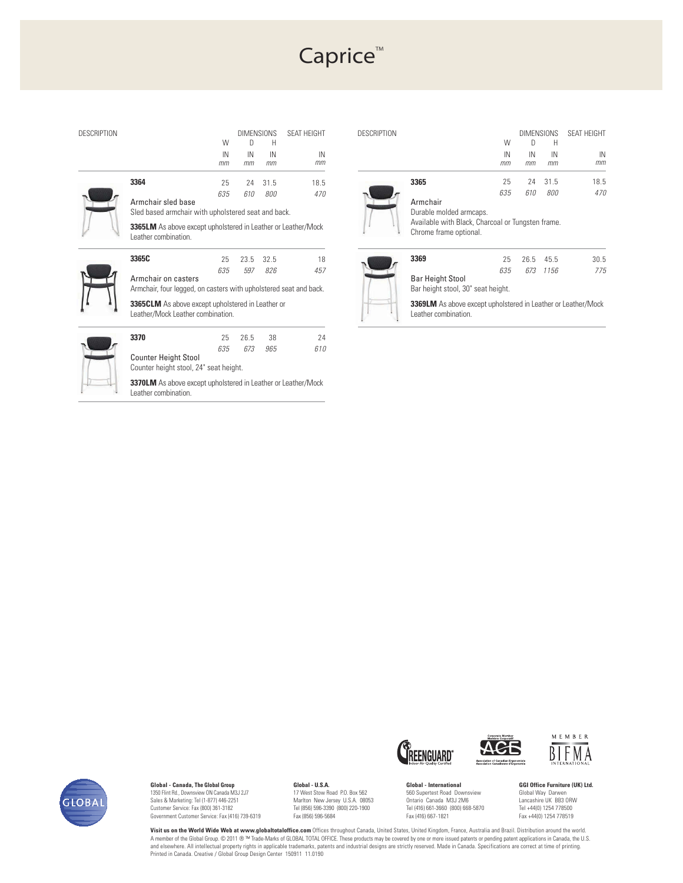# Caprice™

| DESCRIPTION | | W | D | H | SEAT HEIGHT |
|---|---|---|---|---|---|
| | | IN *mm* | IN *mm* | IN *mm* | IN *mm* |
| **3364** Armchair sled base | Sled based armchair with upholstered seat and back. **3365LM** As above except upholstered in Leather or Leather/Mock Leather combination. | 25 *635* | 24 *610* | 31.5 *800* | 18.5 *470* |
| **3365C** Armchair on casters | Armchair, four legged, on casters with upholstered seat and back. **3365CLM** As above except upholstered in Leather or Leather/Mock Leather combination. | 25 *635* | 23.5 *597* | 32.5 *826* | 18 *457* |
| **3370** Counter Height Stool | Counter height stool, 24" seat height. **3370LM** As above except upholstered in Leather or Leather/Mock Leather combination. | 25 *635* | 26.5 *673* | 38 *965* | 24 *610* |
| **3365** Armchair | Durable molded armcaps. Available with Black, Charcoal or Tungsten frame. Chrome frame optional. | 25 *635* | 24 *610* | 31.5 *800* | 18.5 *470* |
| **3369** Bar Height Stool | Bar height stool, 30" seat height. **3369LM** As above except upholstered in Leather or Leather/Mock Leather combination. | 25 *635* | 26.5 *673* | 45.5 *1156* | 30.5 *775* |

**Global - Canada, The Global Group**
1350 Flint Rd., Downsview ON Canada M3J 2J7
Sales & Marketing: Tel (1-877) 446-2251
Customer Service: Fax (800) 361-3182
Government Customer Service: Fax (416) 739-6319

**Global - U.S.A.**
17 West Stow Road P.O. Box 562
Marlton New Jersey U.S.A. 08053
Tel (856) 596-3390 (800) 220-1900
Fax (856) 596-5684

**Global - International**
560 Supertest Road Downsview
Ontario Canada M3J 2M6
Tel (416) 661-3660 (800) 668-5870
Fax (416) 667-1821

**GGI Office Furniture (UK) Ltd.**
Global Way Darwen
Lancashire UK BB3 0RW
Tel +44(0) 1254 778500
Fax +44(0) 1254 778519

**Visit us on the World Wide Web at www.globaltotaloffice.com** Offices throughout Canada, United States, United Kingdom, France, Australia and Brazil. Distribution around the world. A member of the Global Group. © 2011 ® ™ Trade-Marks of GLOBAL TOTAL OFFICE. These products may be covered by one or more issued patents or pending patent applications in Canada, the U.S. and elsewhere. All intellectual property rights in applicable trademarks, patents and industrial designs are strictly reserved. Made in Canada. Specifications are correct at time of printing. Printed in Canada. Creative / Global Group Design Center 150911 11.0190